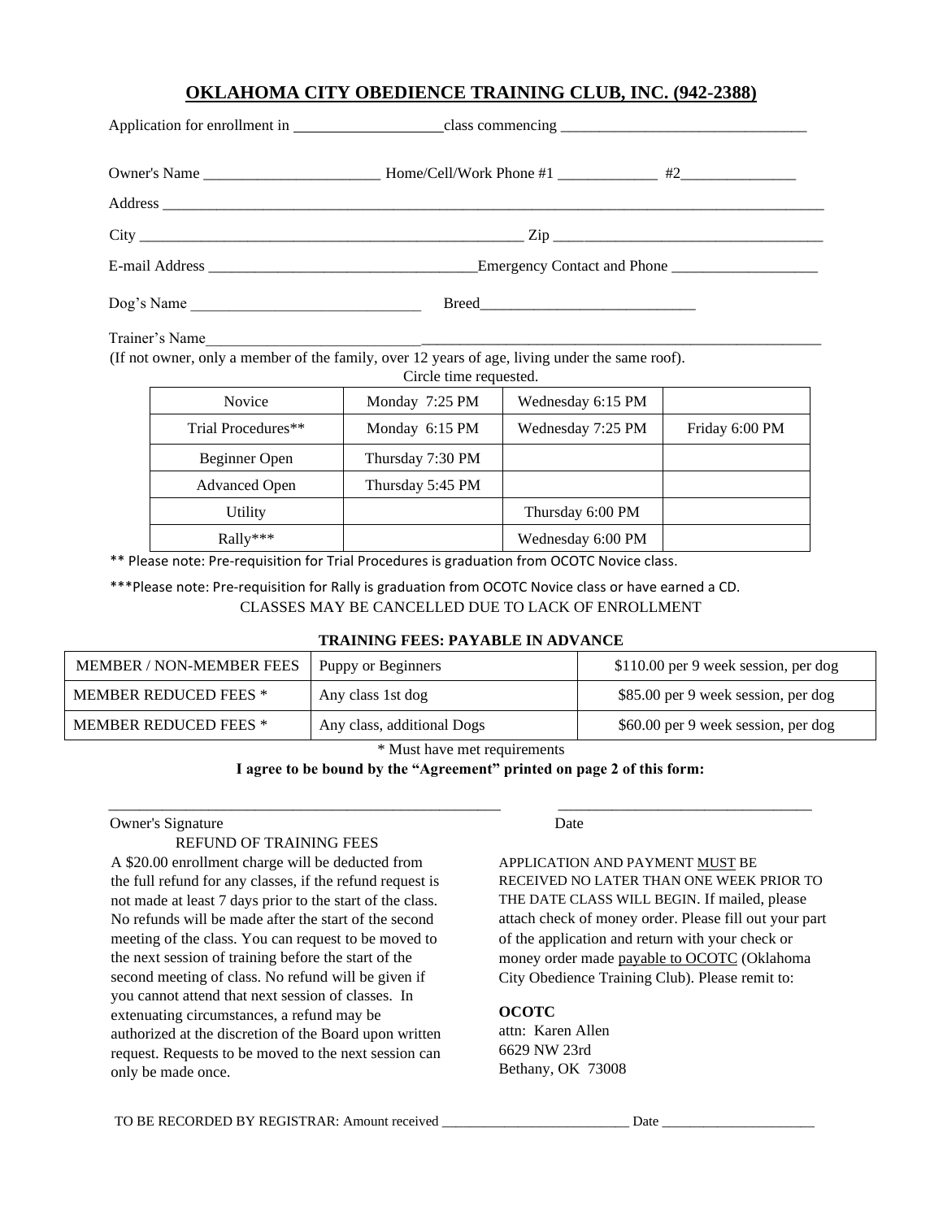# OKLAHOMA CITY OBEDIENCE TRAINING CLUB, INC. (942-2388)

Application for enrollment in ___________________class commencing _______________________________

Owner's Name ______________________ Home/Cell/Work Phone #1 _____________ #2_______________

Address ______________________________________________________________________________________

City ________________________________________________ Zip ___________________________________

E-mail Address __________________________________Emergency Contact and Phone ___________________

Dog's Name _____________________________ Breed___________________________

Trainer's Name_____________________________________________________________________________

(If not owner, only a member of the family, over 12 years of age, living under the same roof).

Circle time requested.

| | | | |
|---|---|---|---|
| Novice | Monday 7:25 PM | Wednesday 6:15 PM | |
| Trial Procedures** | Monday 6:15 PM | Wednesday 7:25 PM | Friday 6:00 PM |
| Beginner Open | Thursday 7:30 PM | | |
| Advanced Open | Thursday 5:45 PM | | |
| Utility | | Thursday 6:00 PM | |
| Rally*** | | Wednesday 6:00 PM | |

** Please note: Pre-requisition for Trial Procedures is graduation from OCOTC Novice class.

***Please note: Pre-requisition for Rally is graduation from OCOTC Novice class or have earned a CD.

CLASSES MAY BE CANCELLED DUE TO LACK OF ENROLLMENT

**TRAINING FEES: PAYABLE IN ADVANCE**

| | | |
|---|---|---|
| MEMBER / NON-MEMBER FEES | Puppy or Beginners | $110.00 per 9 week session, per dog |
| MEMBER REDUCED FEES * | Any class 1st dog | $85.00 per 9 week session, per dog |
| MEMBER REDUCED FEES * | Any class, additional Dogs | $60.00 per 9 week session, per dog |

\* Must have met requirements

**I agree to be bound by the "Agreement" printed on page 2 of this form:**

_____________________________________________ ________________________________

Owner's Signature Date

REFUND OF TRAINING FEES

A $20.00 enrollment charge will be deducted from the full refund for any classes, if the refund request is not made at least 7 days prior to the start of the class. No refunds will be made after the start of the second meeting of the class. You can request to be moved to the next session of training before the start of the second meeting of class. No refund will be given if you cannot attend that next session of classes. In extenuating circumstances, a refund may be authorized at the discretion of the Board upon written request. Requests to be moved to the next session can only be made once.

APPLICATION AND PAYMENT MUST BE RECEIVED NO LATER THAN ONE WEEK PRIOR TO THE DATE CLASS WILL BEGIN. If mailed, please attach check of money order. Please fill out your part of the application and return with your check or money order made payable to OCOTC (Oklahoma City Obedience Training Club). Please remit to:

**OCOTC**
attn: Karen Allen
6629 NW 23rd
Bethany, OK 73008

TO BE RECORDED BY REGISTRAR: Amount received ___________________________ Date _____________________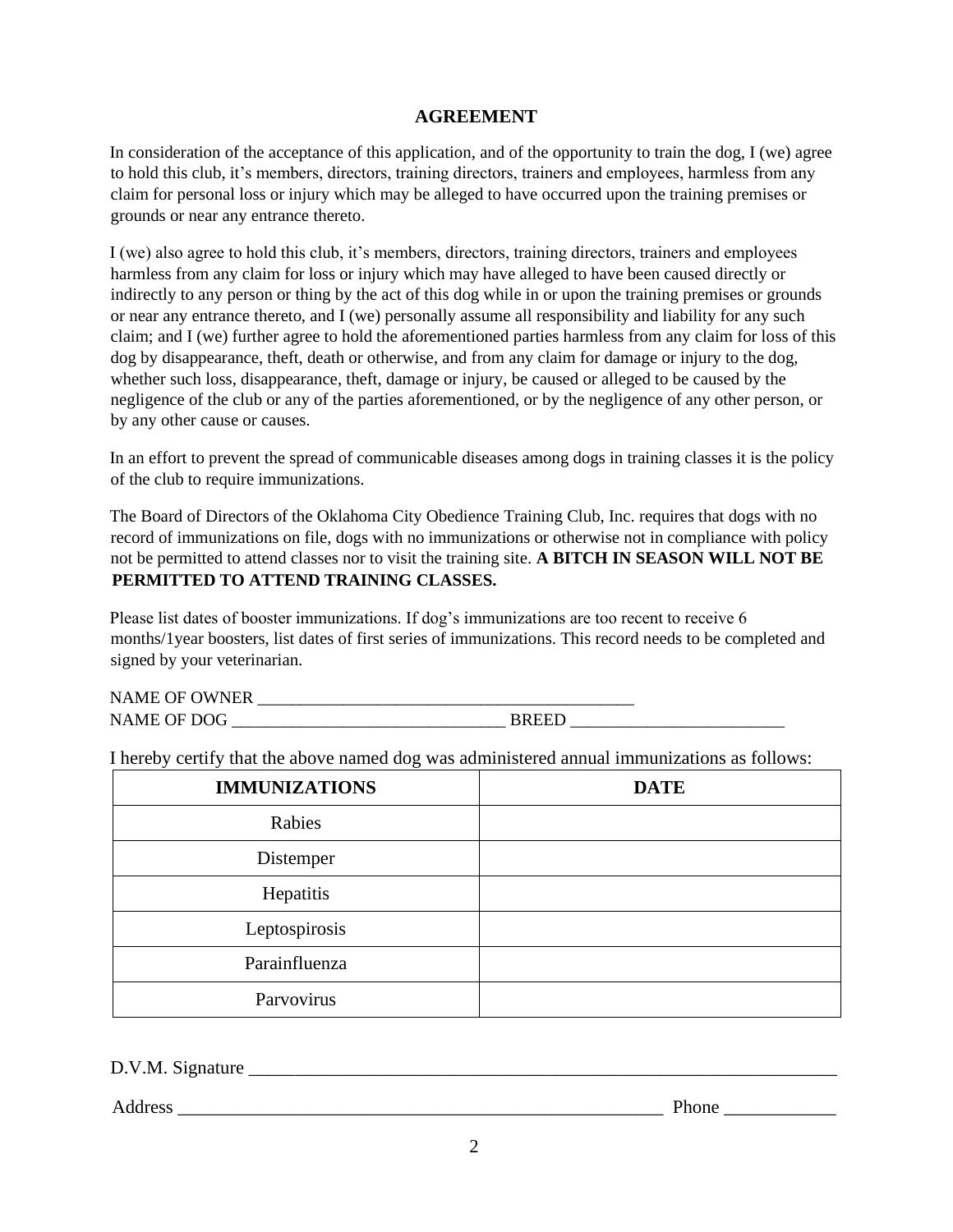## AGREEMENT

In consideration of the acceptance of this application, and of the opportunity to train the dog, I (we) agree to hold this club, it's members, directors, training directors, trainers and employees, harmless from any claim for personal loss or injury which may be alleged to have occurred upon the training premises or grounds or near any entrance thereto.

I (we) also agree to hold this club, it's members, directors, training directors, trainers and employees harmless from any claim for loss or injury which may have alleged to have been caused directly or indirectly to any person or thing by the act of this dog while in or upon the training premises or grounds or near any entrance thereto, and I (we) personally assume all responsibility and liability for any such claim; and I (we) further agree to hold the aforementioned parties harmless from any claim for loss of this dog by disappearance, theft, death or otherwise, and from any claim for damage or injury to the dog, whether such loss, disappearance, theft, damage or injury, be caused or alleged to be caused by the negligence of the club or any of the parties aforementioned, or by the negligence of any other person, or by any other cause or causes.

In an effort to prevent the spread of communicable diseases among dogs in training classes it is the policy of the club to require immunizations.

The Board of Directors of the Oklahoma City Obedience Training Club, Inc. requires that dogs with no record of immunizations on file, dogs with no immunizations or otherwise not in compliance with policy not be permitted to attend classes nor to visit the training site. **A BITCH IN SEASON WILL NOT BE PERMITTED TO ATTEND TRAINING CLASSES.**

Please list dates of booster immunizations. If dog's immunizations are too recent to receive 6 months/1year boosters, list dates of first series of immunizations. This record needs to be completed and signed by your veterinarian.

NAME OF OWNER _____________________________________________

NAME OF DOG _________________________________ BREED _________________________

I hereby certify that the above named dog was administered annual immunizations as follows:

| IMMUNIZATIONS | DATE |
|---|---|
| Rabies | |
| Distemper | |
| Hepatitis | |
| Leptospirosis | |
| Parainfluenza | |
| Parvovirus | |

D.V.M. Signature _________________________________________________________________

Address ______________________________________________________ Phone ____________